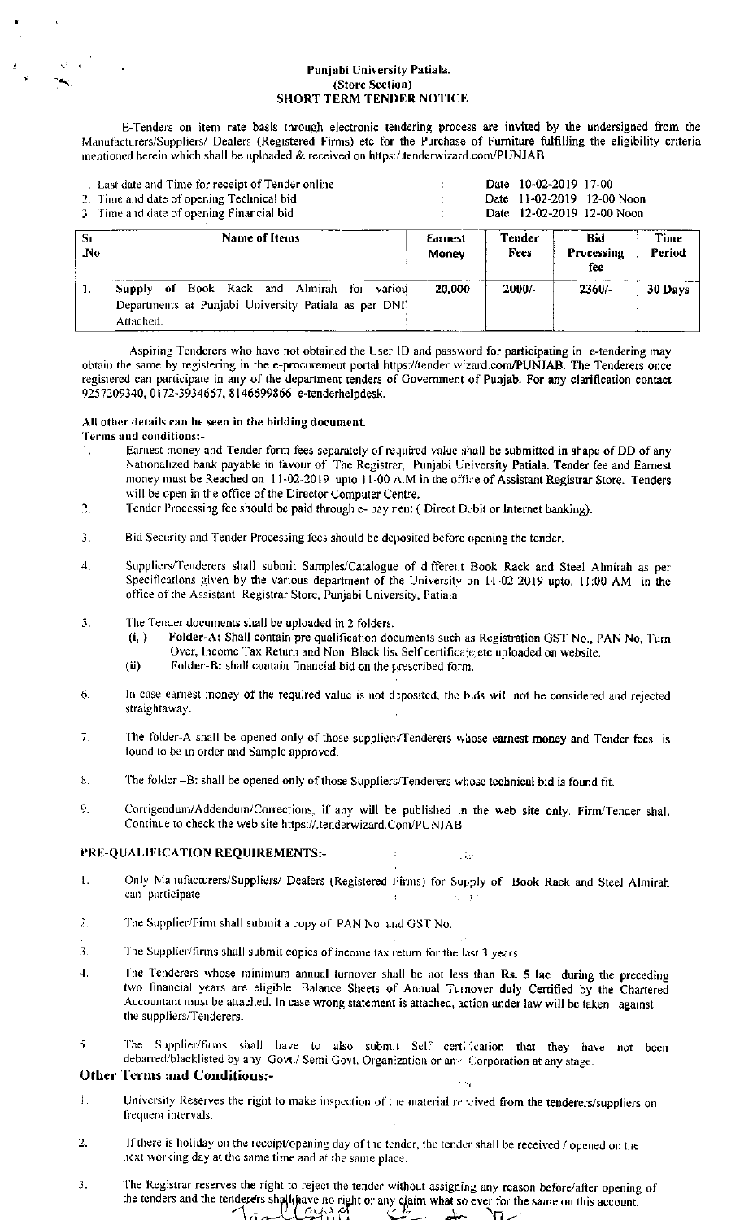# Punjabi University Patiala.
## (Store Section)
## SHORT TERM TENDER NOTICE

E-Tenders on item rate basis through electronic tendering process are invited by the undersigned from the Manufacturers/Suppliers/ Dealers (Registered Firms) etc for the Purchase of Furniture fulfilling the eligibility criteria mentioned herein which shall be uploaded & received on https:/.tenderwizard.com/PUNJAB

| | | |
|---|---|---|
| 1. Last date and Time for receipt of Tender online | : | Date 10-02-2019 17-00 |
| 2. Time and date of opening Technical bid | : | Date 11-02-2019 12-00 Noon |
| 3. Time and date of opening Financial bid | : | Date 12-02-2019 12-00 Noon |

| Sr .No | Name of Items | Earnest Money | Tender Fees | Bid Processing fee | Time Period |
|---|---|---|---|---|---|
| 1. | Supply of Book Rack and Almirah for variou Departments at Punjabi University Patiala as per DNI Attached. | 20,000 | 2000/- | 2360/- | 30 Days |

Aspiring Tenderers who have not obtained the User ID and password for participating in e-tendering may obtain the same by registering in the e-procurement portal https://tender wizard.com/PUNJAB. The Tenderers once registered can participate in any of the department tenders of Government of Punjab. For any clarification contact 9257209340, 0172-3934667, 8146699866 e-tenderhelpdesk.

**All other details can be seen in the bidding document.**

**Terms and conditions:-**

1. Earnest money and Tender form fees separately of required value shall be submitted in shape of DD of any Nationalized bank payable in favour of The Registrar, Punjabi University Patiala. Tender fee and Earnest money must be Reached on 11-02-2019 upto 11-00 A.M in the office of Assistant Registrar Store. Tenders will be open in the office of the Director Computer Centre.
2. Tender Processing fee should be paid through e- payment ( Direct Debit or Internet banking).
3. Bid Security and Tender Processing fees should be deposited before opening the tender.
4. Suppliers/Tenderers shall submit Samples/Catalogue of different Book Rack and Steel Almirah as per Specifications given by the various department of the University on 11-02-2019 upto. 11:00 AM in the office of the Assistant Registrar Store, Punjabi University, Patiala.
5. The Tender documents shall be uploaded in 2 folders.
   - (i, ) **Folder-A:** Shall contain pre qualification documents such as Registration GST No., PAN No, Turn Over, Income Tax Return and Non Black list Self certificate etc uploaded on website.
   - (ii) Folder-B: shall contain financial bid on the prescribed form.
6. In case earnest money of the required value is not deposited, the bids will not be considered and rejected straightaway.
7. The folder-A shall be opened only of those suppliers/Tenderers whose earnest money and Tender fees is found to be in order and Sample approved.
8. The folder –B: shall be opened only of those Suppliers/Tenderers whose technical bid is found fit.
9. Corrigendum/Addendum/Corrections, if any will be published in the web site only. Firm/Tender shall Continue to check the web site https://.tenderwizard.Com/PUNJAB

**PRE-QUALIFICATION REQUIREMENTS:-**

1. Only Manufacturers/Suppliers/ Dealers (Registered Firms) for Supply of Book Rack and Steel Almirah can participate.
2. The Supplier/Firm shall submit a copy of PAN No. and GST No.
3. The Supplier/firms shall submit copies of income tax return for the last 3 years.
4. The Tenderers whose minimum annual turnover shall be not less than **Rs. 5 lac** during the preceding two financial years are eligible. Balance Sheets of Annual Turnover duly Certified by the Chartered Accountant must be attached. In case wrong statement is attached, action under law will be taken against the suppliers/Tenderers.
5. The Supplier/firms shall have to also submit Self certification that they have not been debarred/blacklisted by any Govt./ Semi Govt. Organization or any Corporation at any stage.

## Other Terms and Conditions:-

1. University Reserves the right to make inspection of the material received from the tenderers/suppliers on frequent intervals.
2. If there is holiday on the receipt/opening day of the tender, the tender shall be received / opened on the next working day at the same time and at the same place.
3. The Registrar reserves the right to reject the tender without assigning any reason before/after opening of the tenders and the tenderers shall have no right or any claim what so ever for the same on this account.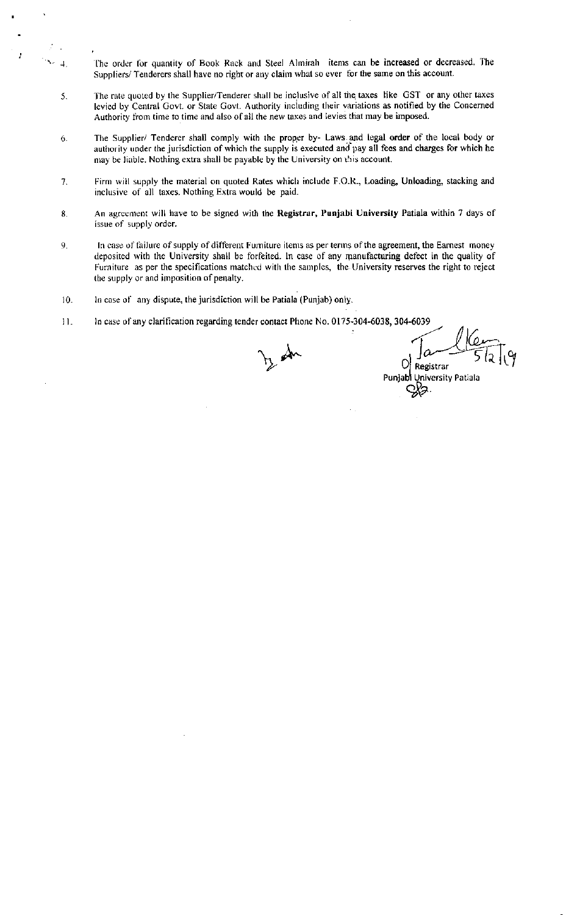4. The order for quantity of Book Rack and Steel Almirah items can be increased or decreased. The Suppliers/ Tenderers shall have no right or any claim what so ever for the same on this account.

5. The rate quoted by the Supplier/Tenderer shall be inclusive of all the taxes like GST or any other taxes levied by Central Govt. or State Govt. Authority including their variations as notified by the Concerned Authority from time to time and also of all the new taxes and levies that may be imposed.

6. The Supplier/ Tenderer shall comply with the proper by- Laws and legal order of the local body or authority under the jurisdiction of which the supply is executed and pay all fees and charges for which he may be liable. Nothing extra shall be payable by the University on this account.

7. Firm will supply the material on quoted Rates which include F.O.R., Loading, Unloading, stacking and inclusive of all taxes. Nothing Extra would be paid.

8. An agreement will have to be signed with the **Registrar, Punjabi University** Patiala within 7 days of issue of supply order.

9. In case of failure of supply of different Furniture items as per terms of the agreement, the Earnest money deposited with the University shall be forfeited. In case of any manufacturing defect in the quality of Furniture as per the specifications matched with the samples, the University reserves the right to reject the supply or and imposition of penalty.

10. In case of any dispute, the jurisdiction will be Patiala (Punjab) only.

11. In case of any clarification regarding tender contact Phone No. 0175-304-6038, 304-6039

5/2/19

Registrar
Punjabi University Patiala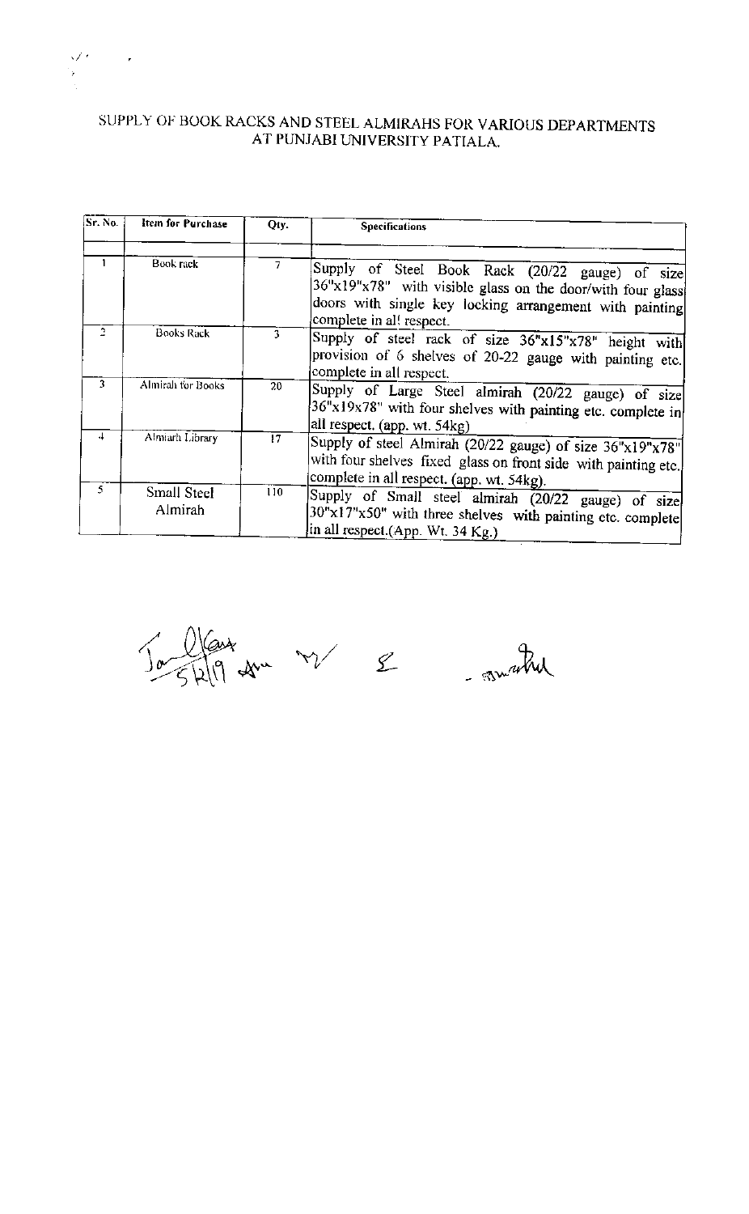# SUPPLY OF BOOK RACKS AND STEEL ALMIRAHS FOR VARIOUS DEPARTMENTS AT PUNJABI UNIVERSITY PATIALA.

| Sr. No. | Item for Purchase | Qty. | Specifications |
|---|---|---|---|
| 1 | Book rack | 7 | Supply of Steel Book Rack (20/22 gauge) of size 36"x19"x78" with visible glass on the door/with four glass doors with single key locking arrangement with painting complete in all respect. |
| 2 | Books Rack | 3 | Supply of steel rack of size 36"x15"x78" height with provision of 6 shelves of 20-22 gauge with painting etc. complete in all respect. |
| 3 | Almirah for Books | 20 | Supply of Large Steel almirah (20/22 gauge) of size 36"x19x78" with four shelves with painting etc. complete in all respect. (app. wt. 54kg) |
| 4 | Almiarh Library | 17 | Supply of steel Almirah (20/22 gauge) of size 36"x19"x78" with four shelves fixed glass on front side with painting etc. complete in all respect. (app. wt. 54kg). |
| 5 | Small Steel Almirah | 110 | Supply of Small steel almirah (20/22 gauge) of size 30"x17"x50" with three shelves with painting etc. complete in all respect.(App. Wt. 34 Kg.) |